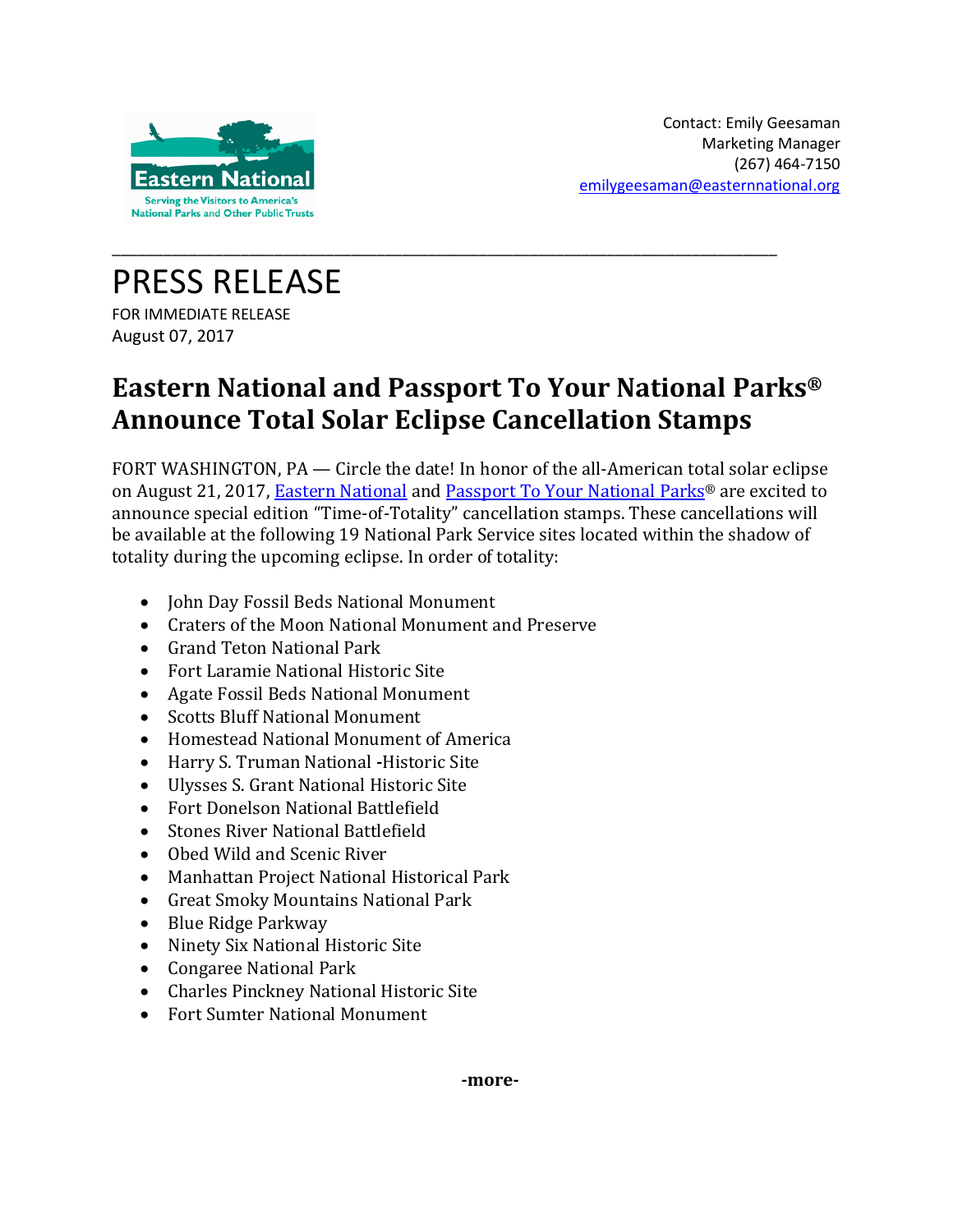Eastern National

Serving the Visitors to America's National Parks and Other Public Trusts

Contact: Emily Geesaman
Marketing Manager
(267) 464-7150
emilygeesaman@easternnational.org

---

# PRESS RELEASE

FOR IMMEDIATE RELEASE
August 07, 2017

## Eastern National and Passport To Your National Parks® Announce Total Solar Eclipse Cancellation Stamps

FORT WASHINGTON, PA — Circle the date! In honor of the all-American total solar eclipse on August 21, 2017, Eastern National and Passport To Your National Parks® are excited to announce special edition "Time-of-Totality" cancellation stamps. These cancellations will be available at the following 19 National Park Service sites located within the shadow of totality during the upcoming eclipse. In order of totality:

- John Day Fossil Beds National Monument
- Craters of the Moon National Monument and Preserve
- Grand Teton National Park
- Fort Laramie National Historic Site
- Agate Fossil Beds National Monument
- Scotts Bluff National Monument
- Homestead National Monument of America
- Harry S. Truman National -Historic Site
- Ulysses S. Grant National Historic Site
- Fort Donelson National Battlefield
- Stones River National Battlefield
- Obed Wild and Scenic River
- Manhattan Project National Historical Park
- Great Smoky Mountains National Park
- Blue Ridge Parkway
- Ninety Six National Historic Site
- Congaree National Park
- Charles Pinckney National Historic Site
- Fort Sumter National Monument

**-more-**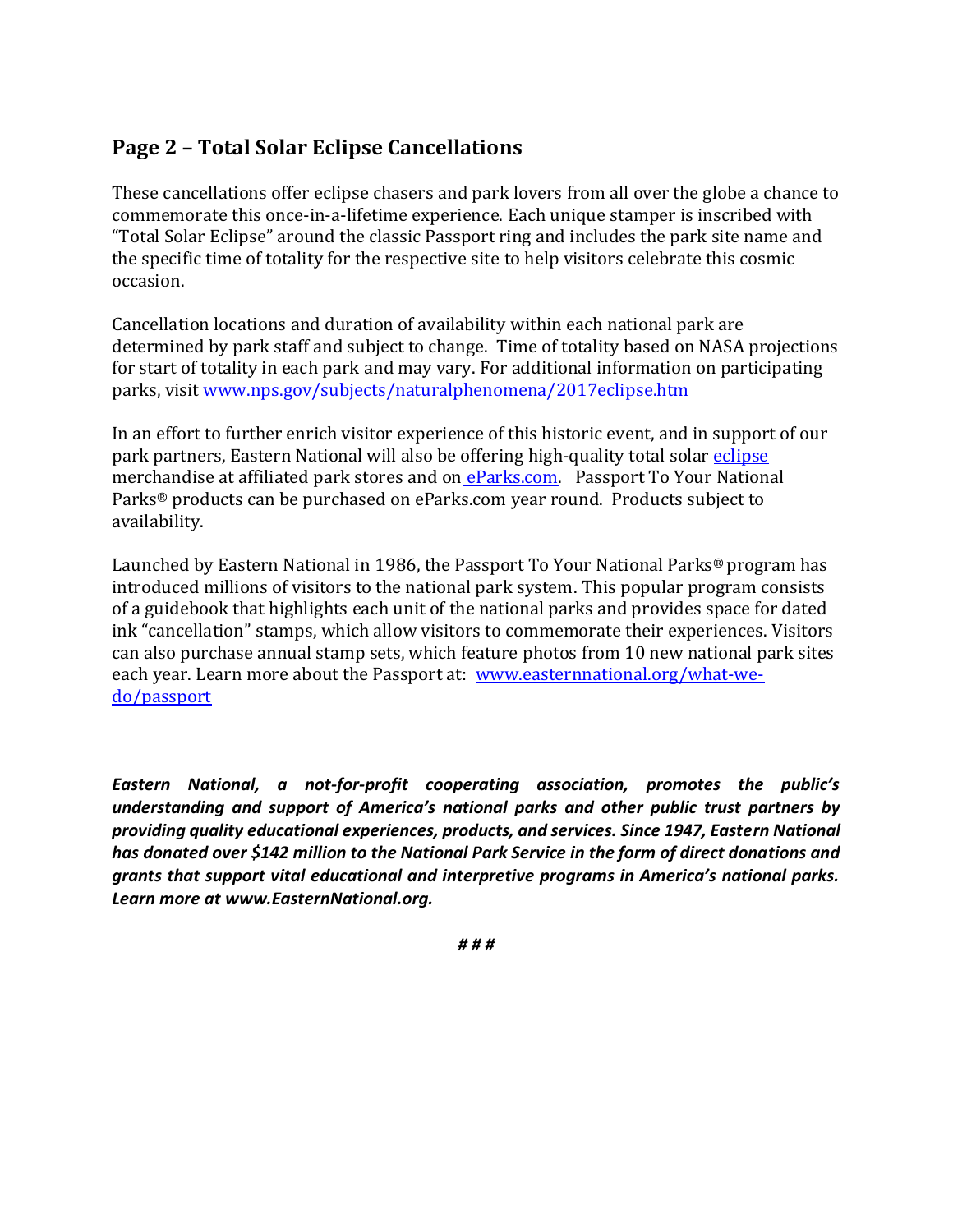## Page 2 – Total Solar Eclipse Cancellations

These cancellations offer eclipse chasers and park lovers from all over the globe a chance to commemorate this once-in-a-lifetime experience. Each unique stamper is inscribed with "Total Solar Eclipse" around the classic Passport ring and includes the park site name and the specific time of totality for the respective site to help visitors celebrate this cosmic occasion.

Cancellation locations and duration of availability within each national park are determined by park staff and subject to change. Time of totality based on NASA projections for start of totality in each park and may vary. For additional information on participating parks, visit www.nps.gov/subjects/naturalphenomena/2017eclipse.htm

In an effort to further enrich visitor experience of this historic event, and in support of our park partners, Eastern National will also be offering high-quality total solar eclipse merchandise at affiliated park stores and on ePark.com. Passport To Your National Parks® products can be purchased on eParks.com year round. Products subject to availability.

Launched by Eastern National in 1986, the Passport To Your National Parks® program has introduced millions of visitors to the national park system. This popular program consists of a guidebook that highlights each unit of the national parks and provides space for dated ink "cancellation" stamps, which allow visitors to commemorate their experiences. Visitors can also purchase annual stamp sets, which feature photos from 10 new national park sites each year. Learn more about the Passport at: www.easternnational.org/what-we-do/passport

***Eastern National, a not-for-profit cooperating association, promotes the public's understanding and support of America's national parks and other public trust partners by providing quality educational experiences, products, and services. Since 1947, Eastern National has donated over $142 million to the National Park Service in the form of direct donations and grants that support vital educational and interpretive programs in America's national parks. Learn more at www.EasternNational.org.***

**# # #**